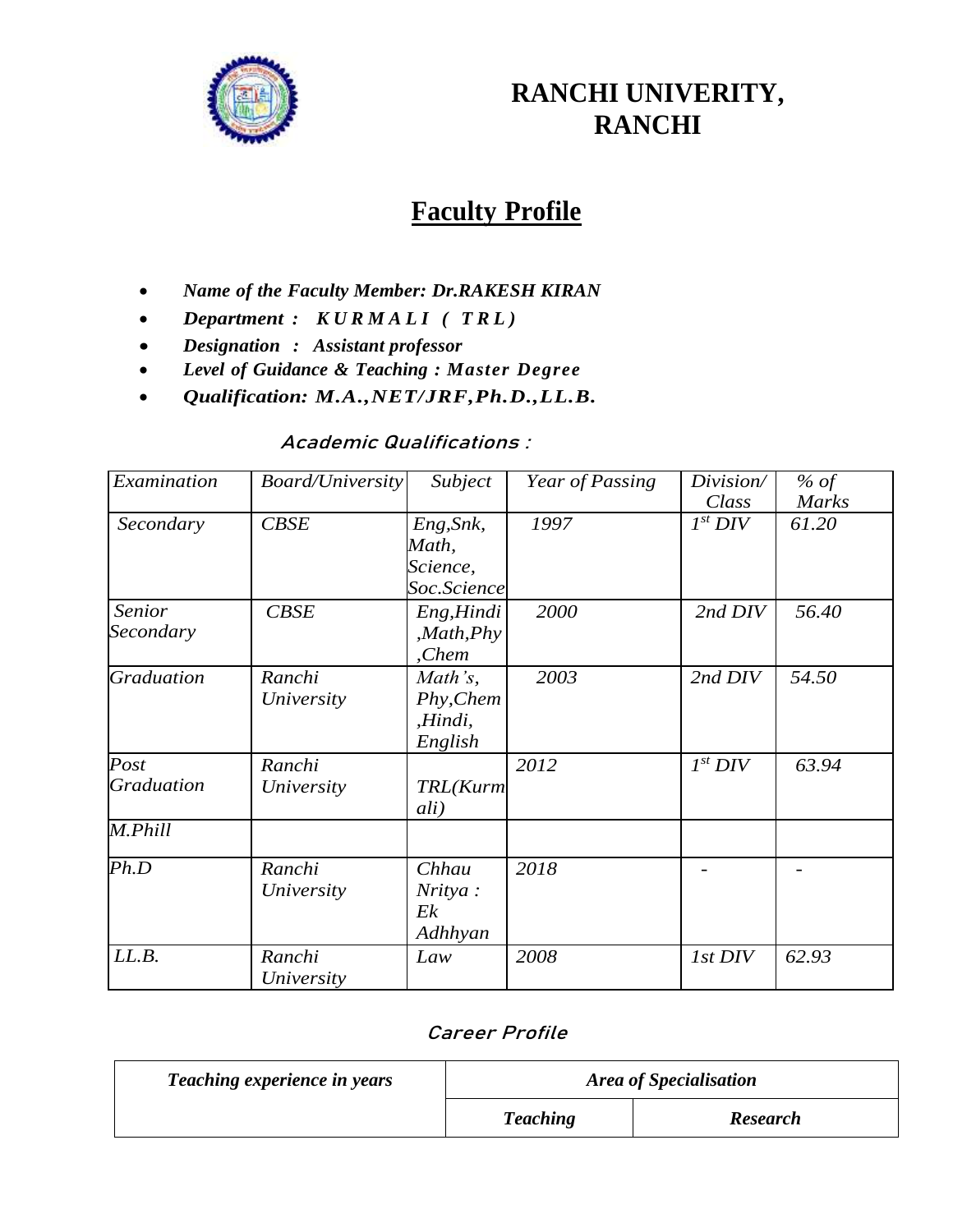# RANCHI UNIVERITY, RANCHI

## Faculty Profile

- ***Name of the Faculty Member: Dr.RAKESH KIRAN***
- ***Department : KURMALI ( TRL)***
- ***Designation : Assistant professor***
- ***Level of Guidance & Teaching : Master Degree***
- ***Qualification: M.A.,NET/JRF,Ph.D.,LL.B.***

### *Academic Qualifications :*

| *Examination* | *Board/University* | *Subject* | *Year of Passing* | *Division/ Class* | *% of Marks* |
|---|---|---|---|---|---|
| *Secondary* | *CBSE* | *Eng,Snk, Math, Science, Soc.Science* | *1997* | *1st DIV* | *61.20* |
| *Senior Secondary* | *CBSE* | *Eng,Hindi ,Math,Phy ,Chem* | *2000* | *2nd DIV* | *56.40* |
| *Graduation* | *Ranchi University* | *Math's, Phy,Chem ,Hindi, English* | *2003* | *2nd DIV* | *54.50* |
| *Post Graduation* | *Ranchi University* | *TRL(Kurmali)* | *2012* | *1st DIV* | *63.94* |
| *M.Phill* | | | | | |
| *Ph.D* | *Ranchi University* | *Chhau Nritya : Ek Adhhyan* | *2018* | *-* | *-* |
| *LL.B.* | *Ranchi University* | *Law* | *2008* | *1st DIV* | *62.93* |

### *Career Profile*

| ***Teaching experience in years*** | ***Area of Specialisation*** | |
|---|---|---|
| | ***Teaching*** | ***Research*** |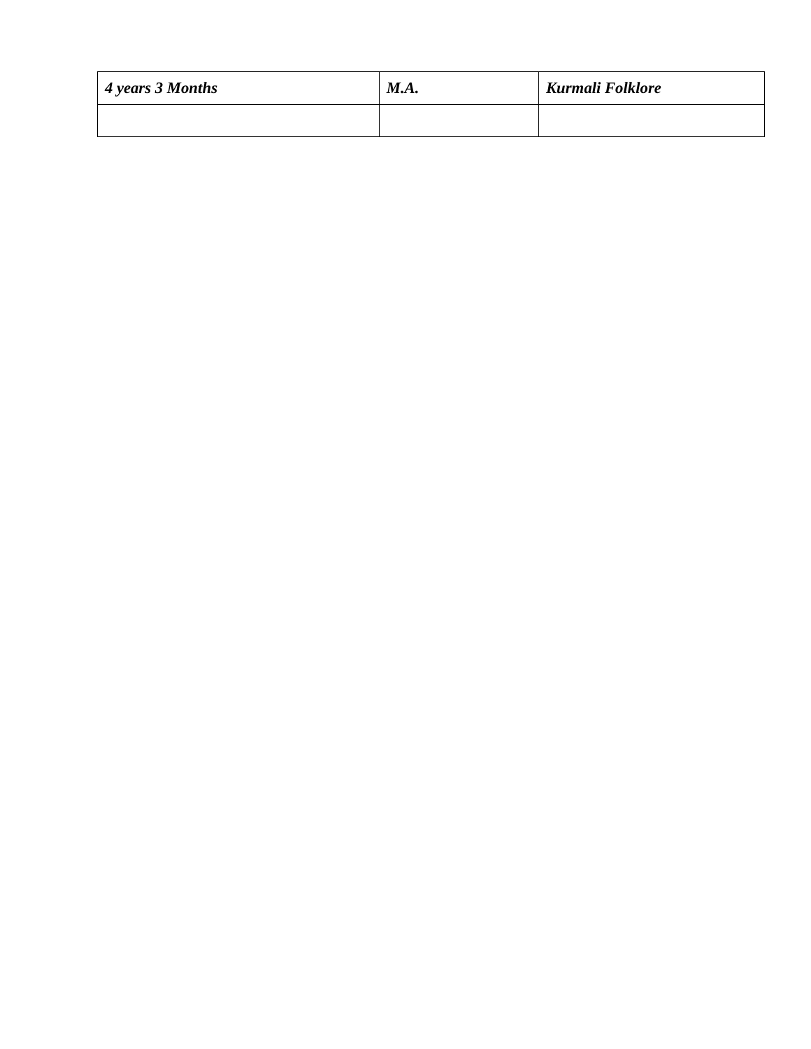| *4 years 3 Months* | *M.A.* | *Kurmali Folklore* |
|---|---|---|
| | | |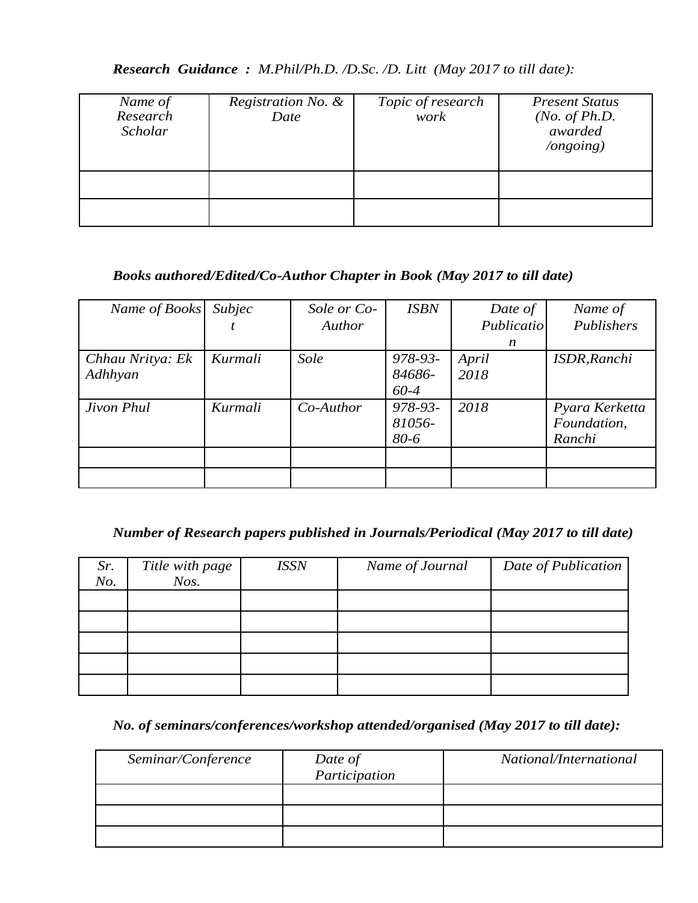***Research Guidance :*** *M.Phil/Ph.D. /D.Sc. /D. Litt (May 2017 to till date):*

| *Name of Research Scholar* | *Registration No. & Date* | *Topic of research work* | *Present Status (No. of Ph.D. awarded /ongoing)* |
|---|---|---|---|
| | | | |
| | | | |

***Books authored/Edited/Co-Author Chapter in Book (May 2017 to till date)***

| *Name of Books* | *Subject* | *Sole or Co-Author* | *ISBN* | *Date of Publication* | *Name of Publishers* |
|---|---|---|---|---|---|
| *Chhau Nritya: Ek Adhhyan* | *Kurmali* | *Sole* | *978-93-84686-60-4* | *April 2018* | *ISDR,Ranchi* |
| *Jivon Phul* | *Kurmali* | *Co-Author* | *978-93-81056-80-6* | *2018* | *Pyara Kerketta Foundation, Ranchi* |
| | | | | | |
| | | | | | |

***Number of Research papers published in Journals/Periodical (May 2017 to till date)***

| *Sr. No.* | *Title with page Nos.* | *ISSN* | *Name of Journal* | *Date of Publication* |
|---|---|---|---|---|
| | | | | |
| | | | | |
| | | | | |
| | | | | |
| | | | | |

***No. of seminars/conferences/workshop attended/organised (May 2017 to till date):***

| *Seminar/Conference* | *Date of Participation* | *National/International* |
|---|---|---|
| | | |
| | | |
| | | |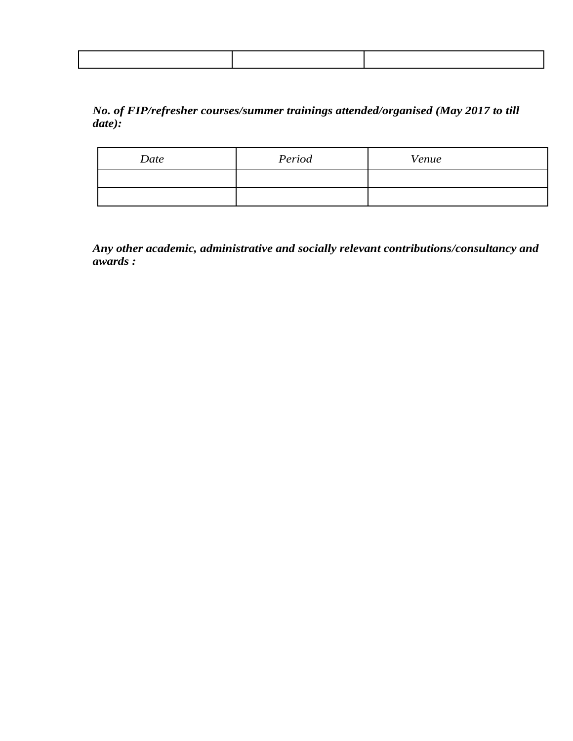| | | |
|---|---|---|
| | | |

***No. of FIP/refresher courses/summer trainings attended/organised (May 2017 to till date):***

| *Date* | *Period* | *Venue* |
|---|---|---|
| | | |
| | | |

***Any other academic, administrative and socially relevant contributions/consultancy and awards :***